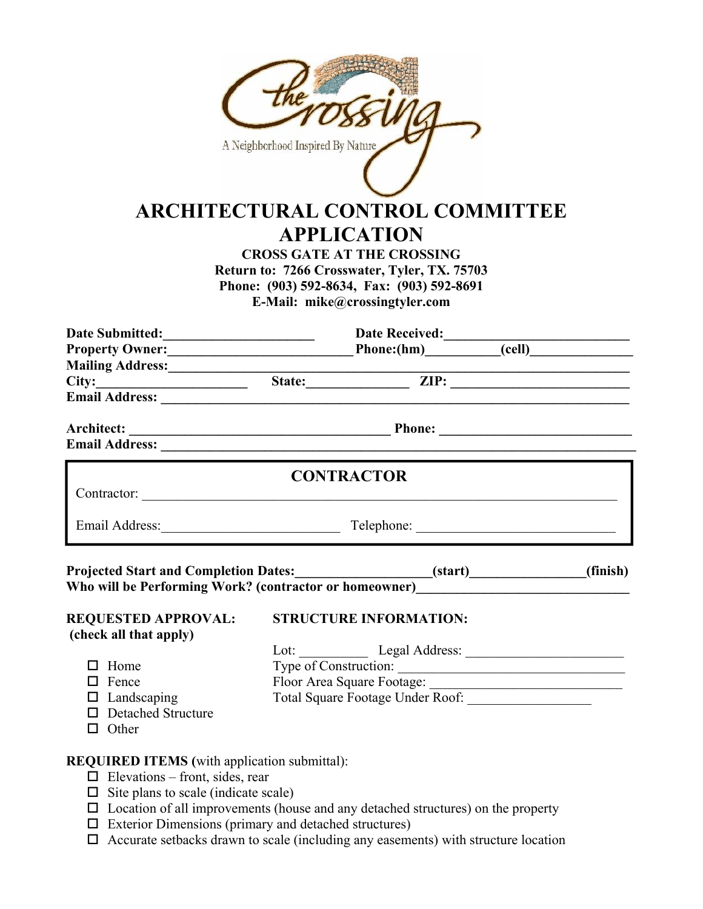# ARCHITECTURAL CONTROL COMMITTEE APPLICATION

**CROSS GATE AT THE CROSSING**
**Return to: 7266 Crosswater, Tyler, TX. 75703**
**Phone: (903) 592-8634, Fax: (903) 592-8691**
**E-Mail: mike@crossingtyler.com**

**Date Submitted:**______________________ **Date Received:**__________________________
**Property Owner:**__________________________ **Phone:(hm)**__________**(cell)**_______________
**Mailing Address:**_________________________________________________________________
**City:**______________________ **State:**______________ **ZIP:** __________________________
**Email Address:** ___________________________________________________________________

**Architect:** _______________________________________ **Phone:** ____________________________
**Email Address:** ____________________________________________________________________

## CONTRACTOR

Contractor: ___________________________________________________________________________

Email Address:__________________________ Telephone: _____________________________

**Projected Start and Completion Dates:**___________________**(start)**________________**(finish)**
**Who will be Performing Work? (contractor or homeowner)**______________________________

**REQUESTED APPROVAL:**
**(check all that apply)**

- ☐ Home
- ☐ Fence
- ☐ Landscaping
- ☐ Detached Structure
- ☐ Other

**STRUCTURE INFORMATION:**

Lot: __________ Legal Address: _______________________
Type of Construction: _______________________________
Floor Area Square Footage: ___________________________
Total Square Footage Under Roof: _________________

**REQUIRED ITEMS (**with application submittal):

- ☐ Elevations – front, sides, rear
- ☐ Site plans to scale (indicate scale)
- ☐ Location of all improvements (house and any detached structures) on the property
- ☐ Exterior Dimensions (primary and detached structures)
- ☐ Accurate setbacks drawn to scale (including any easements) with structure location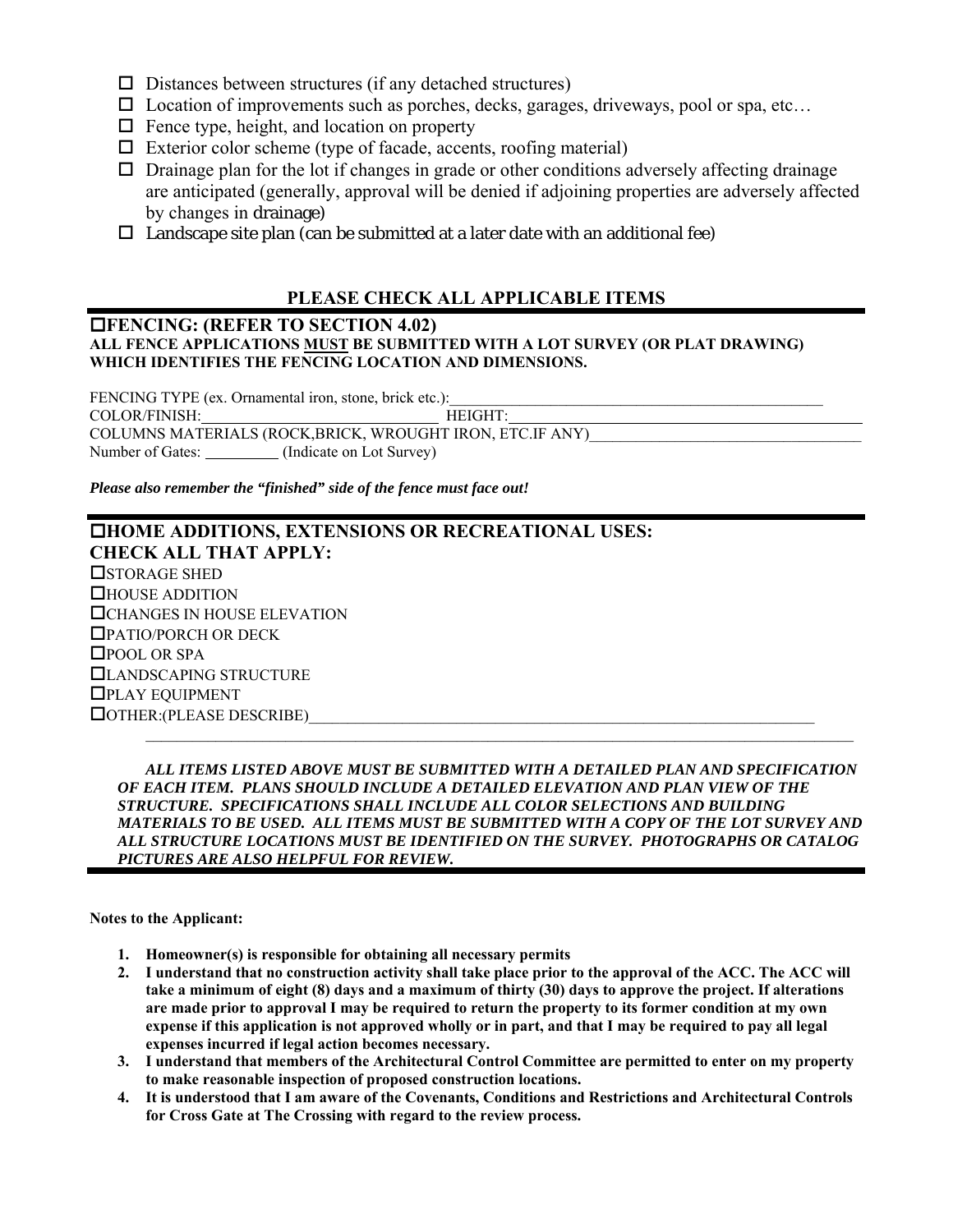- ☐ Distances between structures (if any detached structures)
- ☐ Location of improvements such as porches, decks, garages, driveways, pool or spa, etc…
- ☐ Fence type, height, and location on property
- ☐ Exterior color scheme (type of facade, accents, roofing material)
- ☐ Drainage plan for the lot if changes in grade or other conditions adversely affecting drainage are anticipated (generally, approval will be denied if adjoining properties are adversely affected by changes in drainage)
- ☐ Landscape site plan (can be submitted at a later date with an additional fee)

## PLEASE CHECK ALL APPLICABLE ITEMS

### ☐FENCING: (REFER TO SECTION 4.02)

**ALL FENCE APPLICATIONS MUST BE SUBMITTED WITH A LOT SURVEY (OR PLAT DRAWING) WHICH IDENTIFIES THE FENCING LOCATION AND DIMENSIONS.**

FENCING TYPE (ex. Ornamental iron, stone, brick etc.):_______________________________________________

COLOR/FINISH:______________________________ HEIGHT:_______________________________________

COLUMNS MATERIALS (ROCK,BRICK, WROUGHT IRON, ETC.IF ANY)_________________________________

Number of Gates: _________ (Indicate on Lot Survey)

***Please also remember the "finished" side of the fence must face out!***

### ☐HOME ADDITIONS, EXTENSIONS OR RECREATIONAL USES: CHECK ALL THAT APPLY:

☐STORAGE SHED
☐HOUSE ADDITION
☐CHANGES IN HOUSE ELEVATION
☐PATIO/PORCH OR DECK
☐POOL OR SPA
☐LANDSCAPING STRUCTURE
☐PLAY EQUIPMENT
☐OTHER:(PLEASE DESCRIBE)_________________________________________________________________

_____________________________________________________________________________________________

***ALL ITEMS LISTED ABOVE MUST BE SUBMITTED WITH A DETAILED PLAN AND SPECIFICATION OF EACH ITEM. PLANS SHOULD INCLUDE A DETAILED ELEVATION AND PLAN VIEW OF THE STRUCTURE. SPECIFICATIONS SHALL INCLUDE ALL COLOR SELECTIONS AND BUILDING MATERIALS TO BE USED. ALL ITEMS MUST BE SUBMITTED WITH A COPY OF THE LOT SURVEY AND ALL STRUCTURE LOCATIONS MUST BE IDENTIFIED ON THE SURVEY. PHOTOGRAPHS OR CATALOG PICTURES ARE ALSO HELPFUL FOR REVIEW.***

**Notes to the Applicant:**

1. **Homeowner(s) is responsible for obtaining all necessary permits**
2. **I understand that no construction activity shall take place prior to the approval of the ACC. The ACC will take a minimum of eight (8) days and a maximum of thirty (30) days to approve the project. If alterations are made prior to approval I may be required to return the property to its former condition at my own expense if this application is not approved wholly or in part, and that I may be required to pay all legal expenses incurred if legal action becomes necessary.**
3. **I understand that members of the Architectural Control Committee are permitted to enter on my property to make reasonable inspection of proposed construction locations.**
4. **It is understood that I am aware of the Covenants, Conditions and Restrictions and Architectural Controls for Cross Gate at The Crossing with regard to the review process.**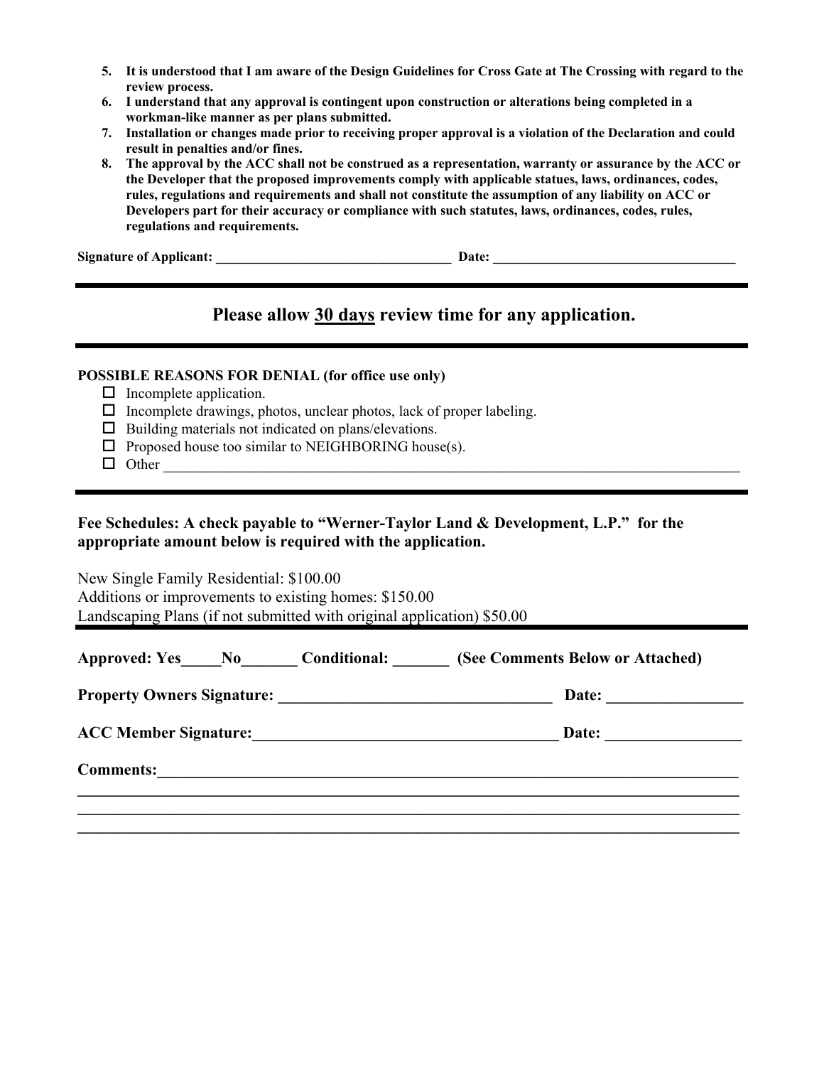5. **It is understood that I am aware of the Design Guidelines for Cross Gate at The Crossing with regard to the review process.**
6. **I understand that any approval is contingent upon construction or alterations being completed in a workman-like manner as per plans submitted.**
7. **Installation or changes made prior to receiving proper approval is a violation of the Declaration and could result in penalties and/or fines.**
8. **The approval by the ACC shall not be construed as a representation, warranty or assurance by the ACC or the Developer that the proposed improvements comply with applicable statues, laws, ordinances, codes, rules, regulations and requirements and shall not constitute the assumption of any liability on ACC or Developers part for their accuracy or compliance with such statutes, laws, ordinances, codes, rules, regulations and requirements.**

**Signature of Applicant: ___________________________________ Date: ____________________________________**

---

## Please allow <u>30 days</u> review time for any application.

---

**POSSIBLE REASONS FOR DENIAL (for office use only)**

- ☐ Incomplete application.
- ☐ Incomplete drawings, photos, unclear photos, lack of proper labeling.
- ☐ Building materials not indicated on plans/elevations.
- ☐ Proposed house too similar to NEIGHBORING house(s).
- ☐ Other ____________________________________________________________________________________

---

**Fee Schedules: A check payable to "Werner-Taylor Land & Development, L.P." for the appropriate amount below is required with the application.**

New Single Family Residential: $100.00
Additions or improvements to existing homes: $150.00
Landscaping Plans (if not submitted with original application) $50.00

---

**Approved: Yes_____No_______ Conditional: _______ (See Comments Below or Attached)**

**Property Owners Signature: __________________________________ Date: _________________**

**ACC Member Signature:_______________________________________ Date: _________________**

**Comments:_____________________________________________________________________________**

**_______________________________________________________________________________________**

**_______________________________________________________________________________________**

**_______________________________________________________________________________________**